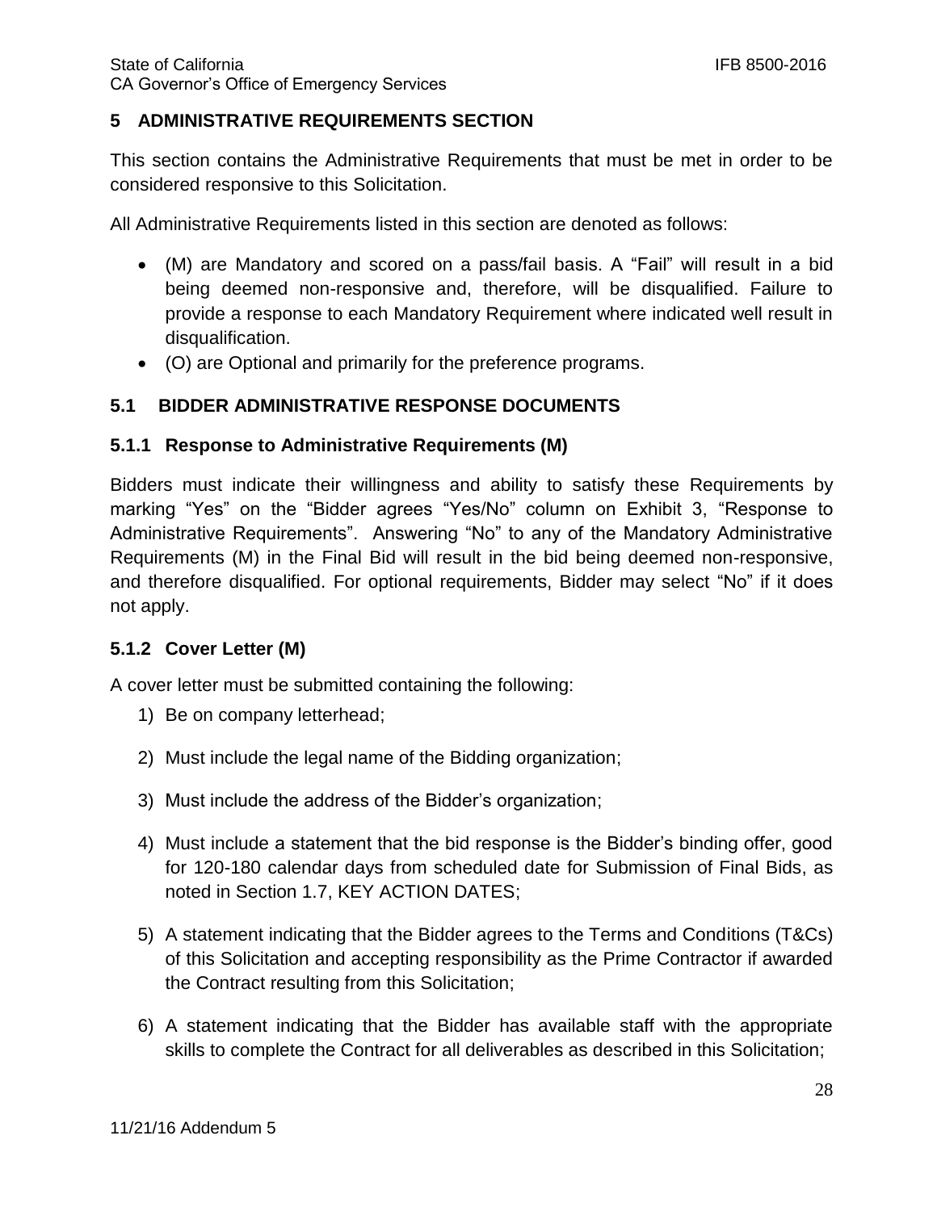## 5 ADMINISTRATIVE REQUIREMENTS SECTION

This section contains the Administrative Requirements that must be met in order to be considered responsive to this Solicitation.

All Administrative Requirements listed in this section are denoted as follows:

- (M) are Mandatory and scored on a pass/fail basis. A "Fail" will result in a bid being deemed non-responsive and, therefore, will be disqualified. Failure to provide a response to each Mandatory Requirement where indicated well result in disqualification.
- (O) are Optional and primarily for the preference programs.

### 5.1 BIDDER ADMINISTRATIVE RESPONSE DOCUMENTS

#### 5.1.1 Response to Administrative Requirements (M)

Bidders must indicate their willingness and ability to satisfy these Requirements by marking "Yes" on the "Bidder agrees "Yes/No" column on Exhibit 3, "Response to Administrative Requirements". Answering "No" to any of the Mandatory Administrative Requirements (M) in the Final Bid will result in the bid being deemed non-responsive, and therefore disqualified. For optional requirements, Bidder may select "No" if it does not apply.

#### 5.1.2 Cover Letter (M)

A cover letter must be submitted containing the following:

1) Be on company letterhead;
2) Must include the legal name of the Bidding organization;
3) Must include the address of the Bidder's organization;
4) Must include a statement that the bid response is the Bidder's binding offer, good for 120-180 calendar days from scheduled date for Submission of Final Bids, as noted in Section 1.7, KEY ACTION DATES;
5) A statement indicating that the Bidder agrees to the Terms and Conditions (T&Cs) of this Solicitation and accepting responsibility as the Prime Contractor if awarded the Contract resulting from this Solicitation;
6) A statement indicating that the Bidder has available staff with the appropriate skills to complete the Contract for all deliverables as described in this Solicitation;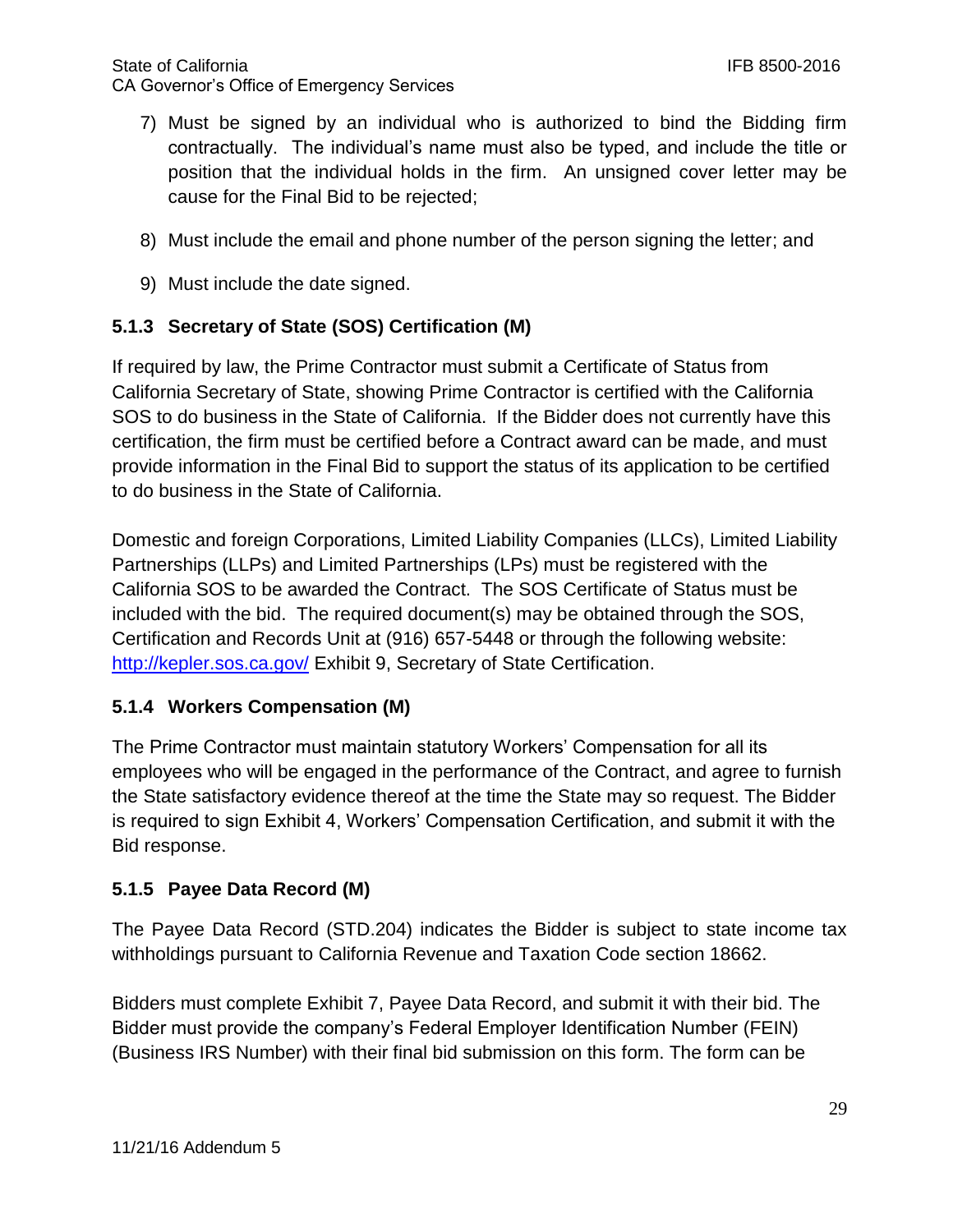7) Must be signed by an individual who is authorized to bind the Bidding firm contractually. The individual's name must also be typed, and include the title or position that the individual holds in the firm. An unsigned cover letter may be cause for the Final Bid to be rejected;

8) Must include the email and phone number of the person signing the letter; and

9) Must include the date signed.

### 5.1.3 Secretary of State (SOS) Certification (M)

If required by law, the Prime Contractor must submit a Certificate of Status from California Secretary of State, showing Prime Contractor is certified with the California SOS to do business in the State of California. If the Bidder does not currently have this certification, the firm must be certified before a Contract award can be made, and must provide information in the Final Bid to support the status of its application to be certified to do business in the State of California.

Domestic and foreign Corporations, Limited Liability Companies (LLCs), Limited Liability Partnerships (LLPs) and Limited Partnerships (LPs) must be registered with the California SOS to be awarded the Contract. The SOS Certificate of Status must be included with the bid. The required document(s) may be obtained through the SOS, Certification and Records Unit at (916) 657-5448 or through the following website: http://kepler.sos.ca.gov/ Exhibit 9, Secretary of State Certification.

### 5.1.4 Workers Compensation (M)

The Prime Contractor must maintain statutory Workers' Compensation for all its employees who will be engaged in the performance of the Contract, and agree to furnish the State satisfactory evidence thereof at the time the State may so request. The Bidder is required to sign Exhibit 4, Workers' Compensation Certification, and submit it with the Bid response.

### 5.1.5 Payee Data Record (M)

The Payee Data Record (STD.204) indicates the Bidder is subject to state income tax withholdings pursuant to California Revenue and Taxation Code section 18662.

Bidders must complete Exhibit 7, Payee Data Record, and submit it with their bid. The Bidder must provide the company's Federal Employer Identification Number (FEIN) (Business IRS Number) with their final bid submission on this form. The form can be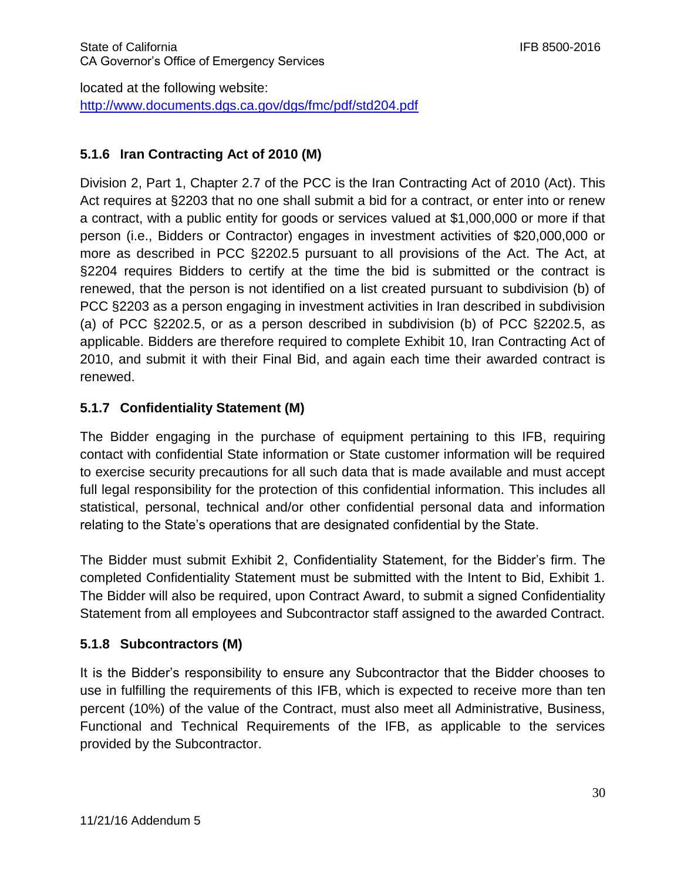located at the following website:
[http://www.documents.dgs.ca.gov/dgs/fmc/pdf/std204.pdf](http://www.documents.dgs.ca.gov/dgs/fmc/pdf/std204.pdf)

### 5.1.6 Iran Contracting Act of 2010 (M)

Division 2, Part 1, Chapter 2.7 of the PCC is the Iran Contracting Act of 2010 (Act). This Act requires at §2203 that no one shall submit a bid for a contract, or enter into or renew a contract, with a public entity for goods or services valued at $1,000,000 or more if that person (i.e., Bidders or Contractor) engages in investment activities of $20,000,000 or more as described in PCC §2202.5 pursuant to all provisions of the Act. The Act, at §2204 requires Bidders to certify at the time the bid is submitted or the contract is renewed, that the person is not identified on a list created pursuant to subdivision (b) of PCC §2203 as a person engaging in investment activities in Iran described in subdivision (a) of PCC §2202.5, or as a person described in subdivision (b) of PCC §2202.5, as applicable. Bidders are therefore required to complete Exhibit 10, Iran Contracting Act of 2010, and submit it with their Final Bid, and again each time their awarded contract is renewed.

### 5.1.7 Confidentiality Statement (M)

The Bidder engaging in the purchase of equipment pertaining to this IFB, requiring contact with confidential State information or State customer information will be required to exercise security precautions for all such data that is made available and must accept full legal responsibility for the protection of this confidential information. This includes all statistical, personal, technical and/or other confidential personal data and information relating to the State's operations that are designated confidential by the State.

The Bidder must submit Exhibit 2, Confidentiality Statement, for the Bidder's firm. The completed Confidentiality Statement must be submitted with the Intent to Bid, Exhibit 1. The Bidder will also be required, upon Contract Award, to submit a signed Confidentiality Statement from all employees and Subcontractor staff assigned to the awarded Contract.

### 5.1.8 Subcontractors (M)

It is the Bidder's responsibility to ensure any Subcontractor that the Bidder chooses to use in fulfilling the requirements of this IFB, which is expected to receive more than ten percent (10%) of the value of the Contract, must also meet all Administrative, Business, Functional and Technical Requirements of the IFB, as applicable to the services provided by the Subcontractor.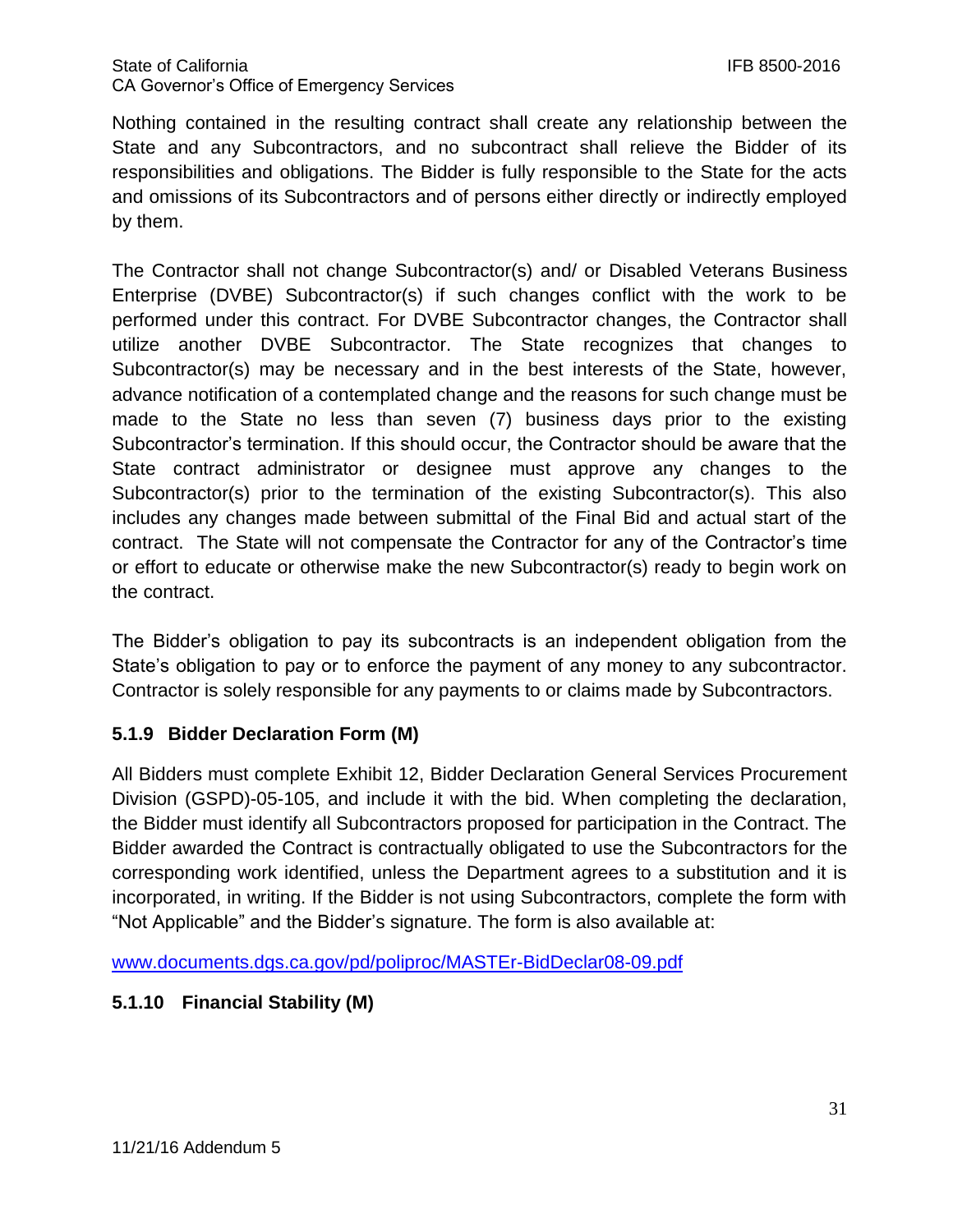Nothing contained in the resulting contract shall create any relationship between the State and any Subcontractors, and no subcontract shall relieve the Bidder of its responsibilities and obligations. The Bidder is fully responsible to the State for the acts and omissions of its Subcontractors and of persons either directly or indirectly employed by them.

The Contractor shall not change Subcontractor(s) and/ or Disabled Veterans Business Enterprise (DVBE) Subcontractor(s) if such changes conflict with the work to be performed under this contract. For DVBE Subcontractor changes, the Contractor shall utilize another DVBE Subcontractor. The State recognizes that changes to Subcontractor(s) may be necessary and in the best interests of the State, however, advance notification of a contemplated change and the reasons for such change must be made to the State no less than seven (7) business days prior to the existing Subcontractor's termination. If this should occur, the Contractor should be aware that the State contract administrator or designee must approve any changes to the Subcontractor(s) prior to the termination of the existing Subcontractor(s). This also includes any changes made between submittal of the Final Bid and actual start of the contract. The State will not compensate the Contractor for any of the Contractor's time or effort to educate or otherwise make the new Subcontractor(s) ready to begin work on the contract.

The Bidder's obligation to pay its subcontracts is an independent obligation from the State's obligation to pay or to enforce the payment of any money to any subcontractor. Contractor is solely responsible for any payments to or claims made by Subcontractors.

### 5.1.9 Bidder Declaration Form (M)

All Bidders must complete Exhibit 12, Bidder Declaration General Services Procurement Division (GSPD)-05-105, and include it with the bid. When completing the declaration, the Bidder must identify all Subcontractors proposed for participation in the Contract. The Bidder awarded the Contract is contractually obligated to use the Subcontractors for the corresponding work identified, unless the Department agrees to a substitution and it is incorporated, in writing. If the Bidder is not using Subcontractors, complete the form with "Not Applicable" and the Bidder's signature. The form is also available at:

www.documents.dgs.ca.gov/pd/poliproc/MASTEr-BidDeclar08-09.pdf

### 5.1.10 Financial Stability (M)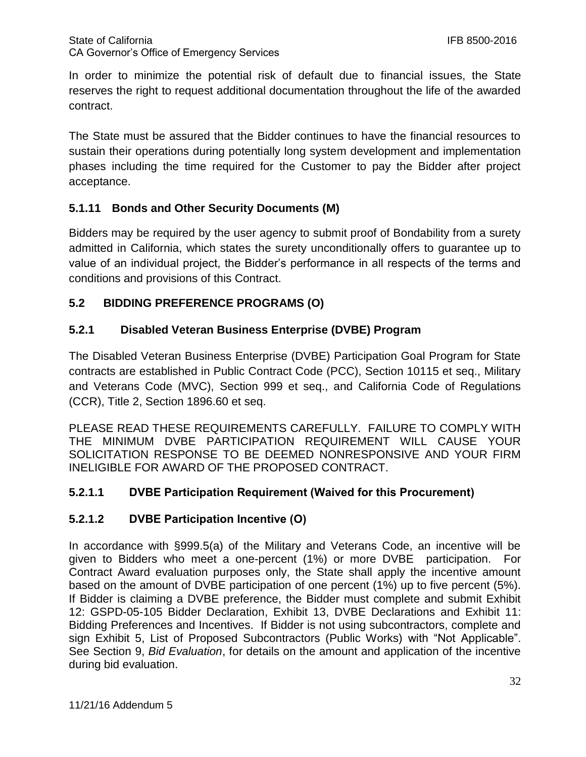In order to minimize the potential risk of default due to financial issues, the State reserves the right to request additional documentation throughout the life of the awarded contract.

The State must be assured that the Bidder continues to have the financial resources to sustain their operations during potentially long system development and implementation phases including the time required for the Customer to pay the Bidder after project acceptance.

### 5.1.11 Bonds and Other Security Documents (M)

Bidders may be required by the user agency to submit proof of Bondability from a surety admitted in California, which states the surety unconditionally offers to guarantee up to value of an individual project, the Bidder's performance in all respects of the terms and conditions and provisions of this Contract.

## 5.2 BIDDING PREFERENCE PROGRAMS (O)

### 5.2.1 Disabled Veteran Business Enterprise (DVBE) Program

The Disabled Veteran Business Enterprise (DVBE) Participation Goal Program for State contracts are established in Public Contract Code (PCC), Section 10115 et seq., Military and Veterans Code (MVC), Section 999 et seq., and California Code of Regulations (CCR), Title 2, Section 1896.60 et seq.

PLEASE READ THESE REQUIREMENTS CAREFULLY. FAILURE TO COMPLY WITH THE MINIMUM DVBE PARTICIPATION REQUIREMENT WILL CAUSE YOUR SOLICITATION RESPONSE TO BE DEEMED NONRESPONSIVE AND YOUR FIRM INELIGIBLE FOR AWARD OF THE PROPOSED CONTRACT.

#### 5.2.1.1 DVBE Participation Requirement (Waived for this Procurement)

#### 5.2.1.2 DVBE Participation Incentive (O)

In accordance with §999.5(a) of the Military and Veterans Code, an incentive will be given to Bidders who meet a one-percent (1%) or more DVBE participation. For Contract Award evaluation purposes only, the State shall apply the incentive amount based on the amount of DVBE participation of one percent (1%) up to five percent (5%). If Bidder is claiming a DVBE preference, the Bidder must complete and submit Exhibit 12: GSPD-05-105 Bidder Declaration, Exhibit 13, DVBE Declarations and Exhibit 11: Bidding Preferences and Incentives. If Bidder is not using subcontractors, complete and sign Exhibit 5, List of Proposed Subcontractors (Public Works) with "Not Applicable". See Section 9, *Bid Evaluation*, for details on the amount and application of the incentive during bid evaluation.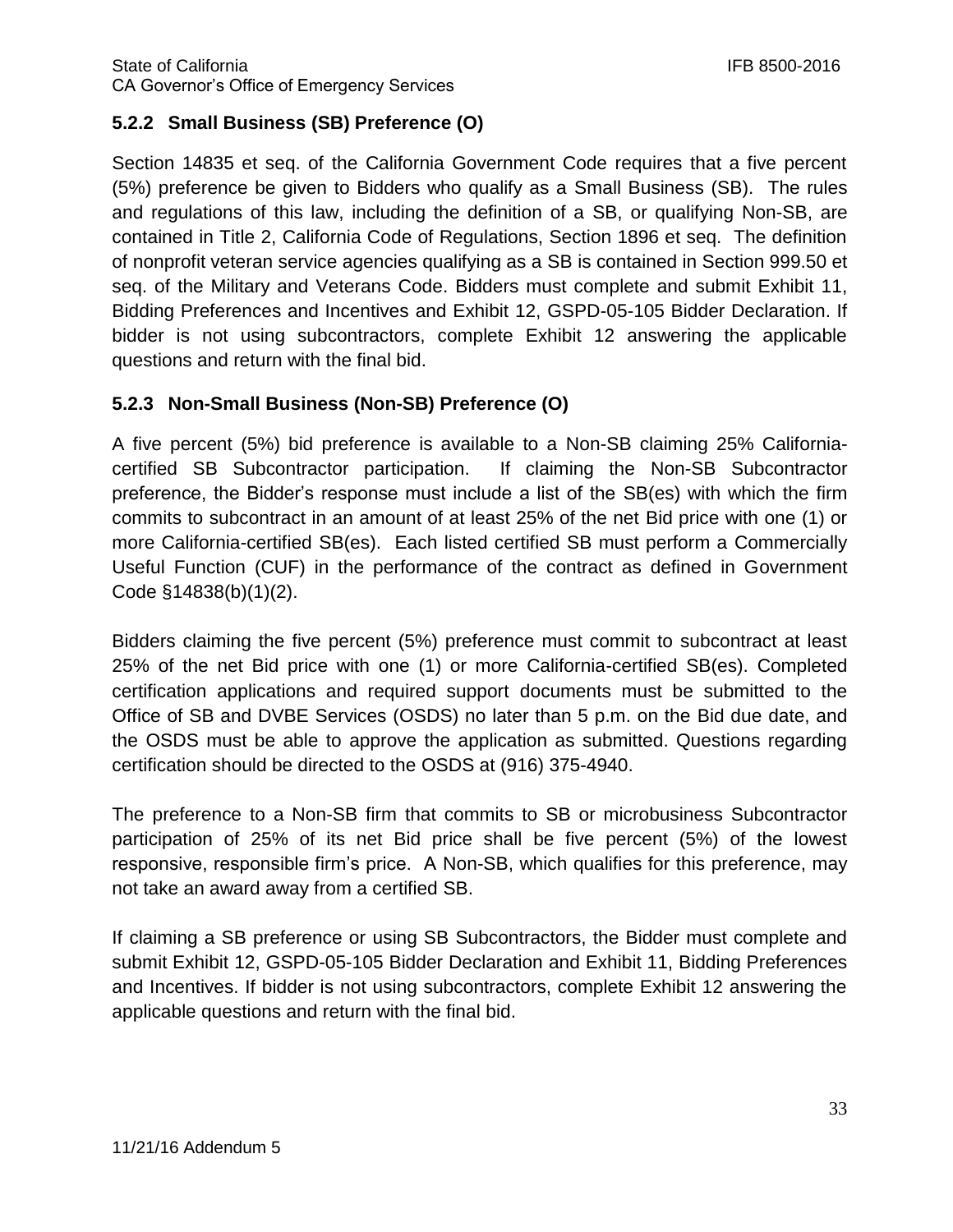### 5.2.2 Small Business (SB) Preference (O)

Section 14835 et seq. of the California Government Code requires that a five percent (5%) preference be given to Bidders who qualify as a Small Business (SB). The rules and regulations of this law, including the definition of a SB, or qualifying Non-SB, are contained in Title 2, California Code of Regulations, Section 1896 et seq. The definition of nonprofit veteran service agencies qualifying as a SB is contained in Section 999.50 et seq. of the Military and Veterans Code. Bidders must complete and submit Exhibit 11, Bidding Preferences and Incentives and Exhibit 12, GSPD-05-105 Bidder Declaration. If bidder is not using subcontractors, complete Exhibit 12 answering the applicable questions and return with the final bid.

### 5.2.3 Non-Small Business (Non-SB) Preference (O)

A five percent (5%) bid preference is available to a Non-SB claiming 25% California-certified SB Subcontractor participation. If claiming the Non-SB Subcontractor preference, the Bidder's response must include a list of the SB(es) with which the firm commits to subcontract in an amount of at least 25% of the net Bid price with one (1) or more California-certified SB(es). Each listed certified SB must perform a Commercially Useful Function (CUF) in the performance of the contract as defined in Government Code §14838(b)(1)(2).

Bidders claiming the five percent (5%) preference must commit to subcontract at least 25% of the net Bid price with one (1) or more California-certified SB(es). Completed certification applications and required support documents must be submitted to the Office of SB and DVBE Services (OSDS) no later than 5 p.m. on the Bid due date, and the OSDS must be able to approve the application as submitted. Questions regarding certification should be directed to the OSDS at (916) 375-4940.

The preference to a Non-SB firm that commits to SB or microbusiness Subcontractor participation of 25% of its net Bid price shall be five percent (5%) of the lowest responsive, responsible firm's price. A Non-SB, which qualifies for this preference, may not take an award away from a certified SB.

If claiming a SB preference or using SB Subcontractors, the Bidder must complete and submit Exhibit 12, GSPD-05-105 Bidder Declaration and Exhibit 11, Bidding Preferences and Incentives. If bidder is not using subcontractors, complete Exhibit 12 answering the applicable questions and return with the final bid.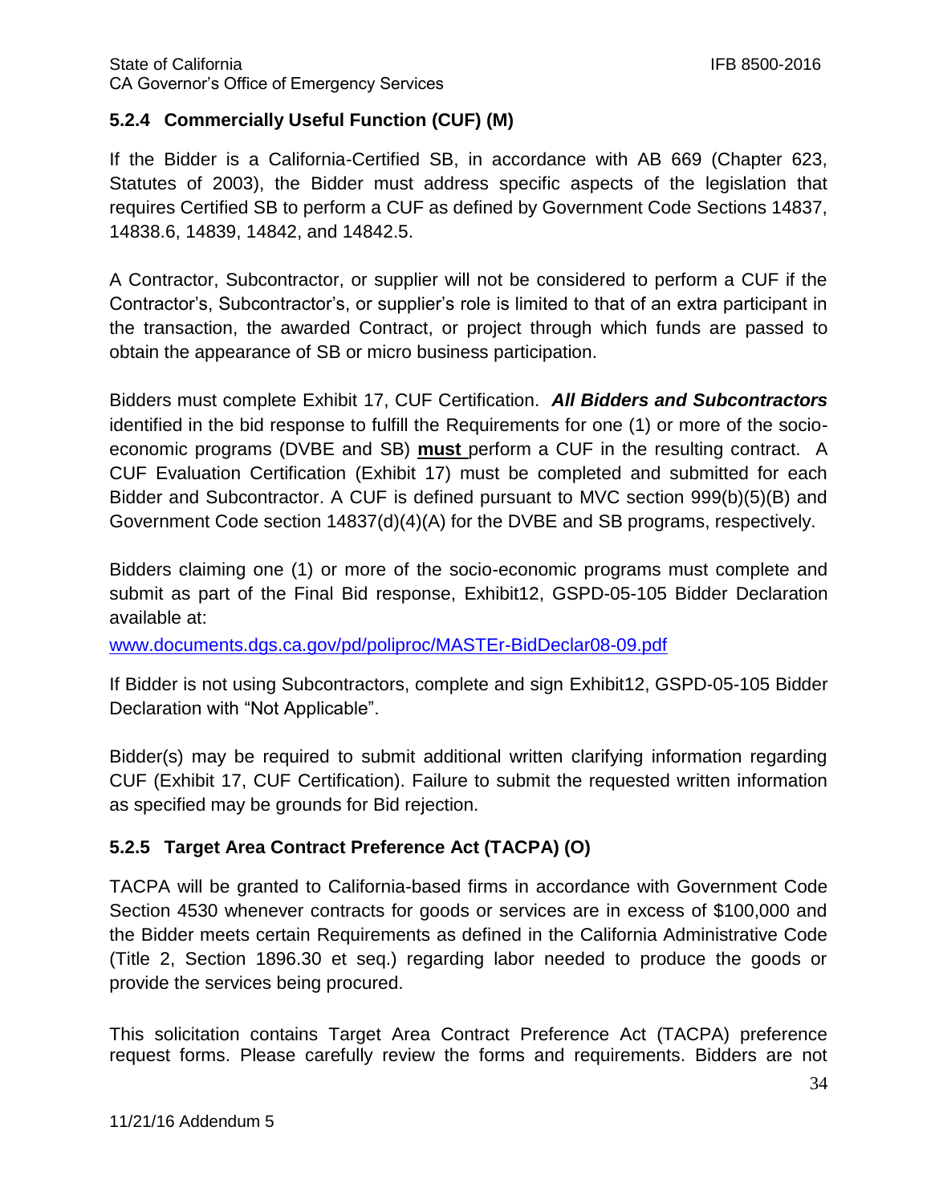### 5.2.4 Commercially Useful Function (CUF) (M)

If the Bidder is a California-Certified SB, in accordance with AB 669 (Chapter 623, Statutes of 2003), the Bidder must address specific aspects of the legislation that requires Certified SB to perform a CUF as defined by Government Code Sections 14837, 14838.6, 14839, 14842, and 14842.5.

A Contractor, Subcontractor, or supplier will not be considered to perform a CUF if the Contractor's, Subcontractor's, or supplier's role is limited to that of an extra participant in the transaction, the awarded Contract, or project through which funds are passed to obtain the appearance of SB or micro business participation.

Bidders must complete Exhibit 17, CUF Certification. ***All Bidders and Subcontractors*** identified in the bid response to fulfill the Requirements for one (1) or more of the socio-economic programs (DVBE and SB) **must** perform a CUF in the resulting contract. A CUF Evaluation Certification (Exhibit 17) must be completed and submitted for each Bidder and Subcontractor. A CUF is defined pursuant to MVC section 999(b)(5)(B) and Government Code section 14837(d)(4)(A) for the DVBE and SB programs, respectively.

Bidders claiming one (1) or more of the socio-economic programs must complete and submit as part of the Final Bid response, Exhibit12, GSPD-05-105 Bidder Declaration available at:

[www.documents.dgs.ca.gov/pd/poliproc/MASTEr-BidDeclar08-09.pdf](www.documents.dgs.ca.gov/pd/poliproc/MASTEr-BidDeclar08-09.pdf)

If Bidder is not using Subcontractors, complete and sign Exhibit12, GSPD-05-105 Bidder Declaration with "Not Applicable".

Bidder(s) may be required to submit additional written clarifying information regarding CUF (Exhibit 17, CUF Certification). Failure to submit the requested written information as specified may be grounds for Bid rejection.

### 5.2.5 Target Area Contract Preference Act (TACPA) (O)

TACPA will be granted to California-based firms in accordance with Government Code Section 4530 whenever contracts for goods or services are in excess of $100,000 and the Bidder meets certain Requirements as defined in the California Administrative Code (Title 2, Section 1896.30 et seq.) regarding labor needed to produce the goods or provide the services being procured.

This solicitation contains Target Area Contract Preference Act (TACPA) preference request forms. Please carefully review the forms and requirements. Bidders are not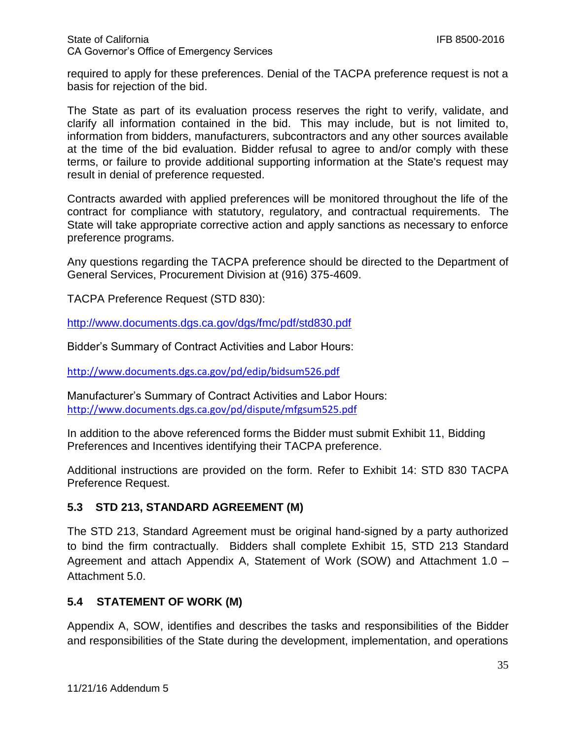required to apply for these preferences. Denial of the TACPA preference request is not a basis for rejection of the bid.

The State as part of its evaluation process reserves the right to verify, validate, and clarify all information contained in the bid. This may include, but is not limited to, information from bidders, manufacturers, subcontractors and any other sources available at the time of the bid evaluation. Bidder refusal to agree to and/or comply with these terms, or failure to provide additional supporting information at the State's request may result in denial of preference requested.

Contracts awarded with applied preferences will be monitored throughout the life of the contract for compliance with statutory, regulatory, and contractual requirements. The State will take appropriate corrective action and apply sanctions as necessary to enforce preference programs.

Any questions regarding the TACPA preference should be directed to the Department of General Services, Procurement Division at (916) 375-4609.

TACPA Preference Request (STD 830):

http://www.documents.dgs.ca.gov/dgs/fmc/pdf/std830.pdf

Bidder's Summary of Contract Activities and Labor Hours:

http://www.documents.dgs.ca.gov/pd/edip/bidsum526.pdf

Manufacturer's Summary of Contract Activities and Labor Hours:
http://www.documents.dgs.ca.gov/pd/dispute/mfgsum525.pdf

In addition to the above referenced forms the Bidder must submit Exhibit 11, Bidding Preferences and Incentives identifying their TACPA preference.

Additional instructions are provided on the form. Refer to Exhibit 14: STD 830 TACPA Preference Request.

## 5.3 STD 213, STANDARD AGREEMENT (M)

The STD 213, Standard Agreement must be original hand-signed by a party authorized to bind the firm contractually. Bidders shall complete Exhibit 15, STD 213 Standard Agreement and attach Appendix A, Statement of Work (SOW) and Attachment 1.0 – Attachment 5.0.

## 5.4 STATEMENT OF WORK (M)

Appendix A, SOW, identifies and describes the tasks and responsibilities of the Bidder and responsibilities of the State during the development, implementation, and operations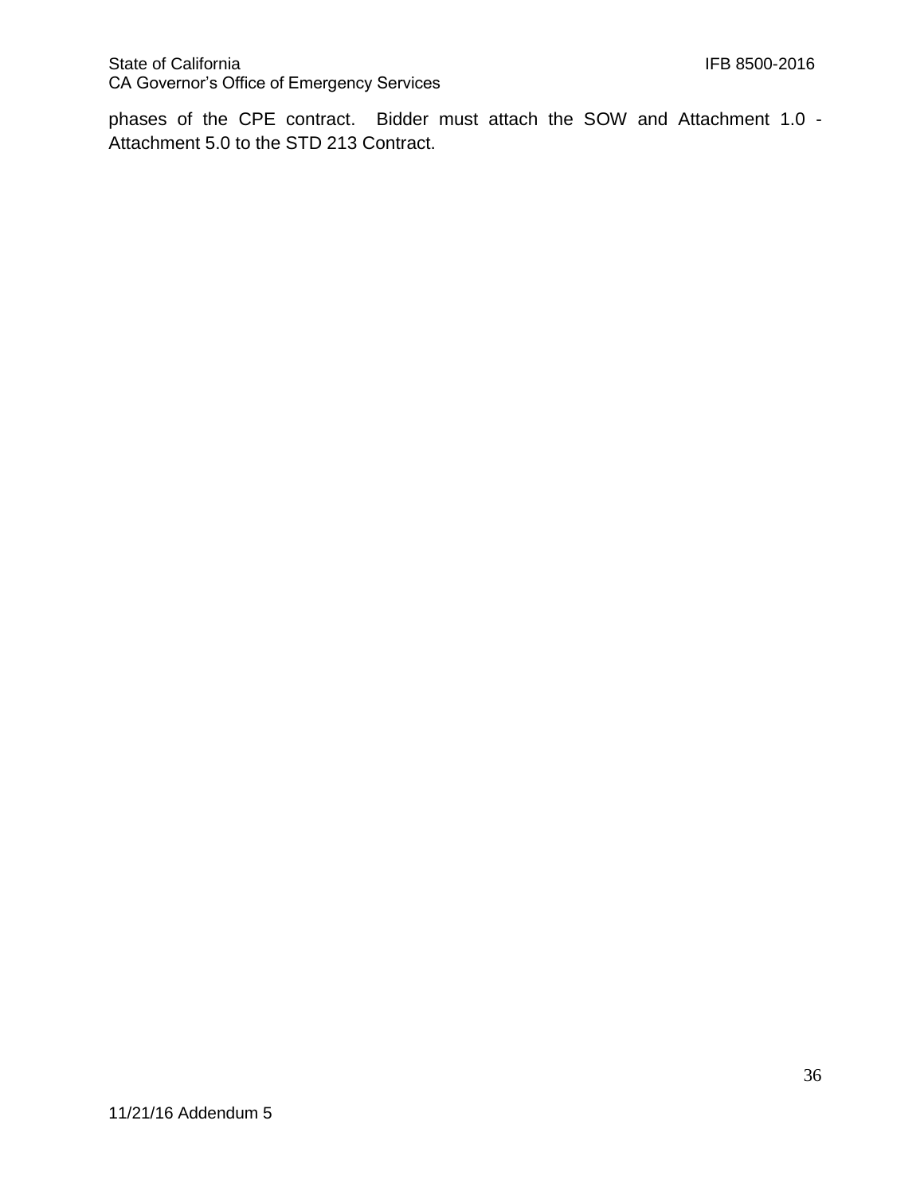phases of the CPE contract. Bidder must attach the SOW and Attachment 1.0 - Attachment 5.0 to the STD 213 Contract.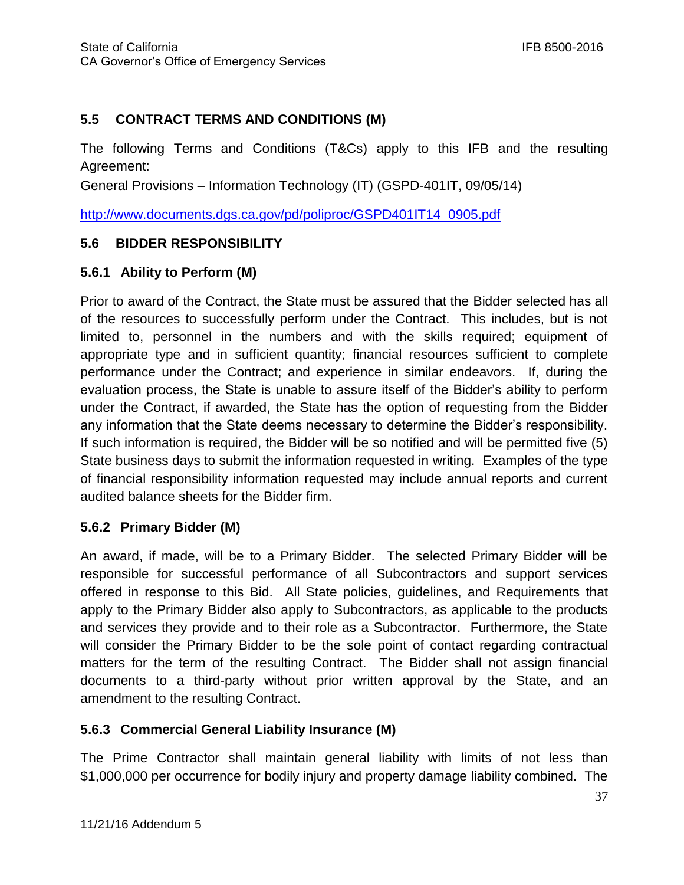## 5.5 CONTRACT TERMS AND CONDITIONS (M)

The following Terms and Conditions (T&Cs) apply to this IFB and the resulting Agreement:
General Provisions – Information Technology (IT) (GSPD-401IT, 09/05/14)

http://www.documents.dgs.ca.gov/pd/poliproc/GSPD401IT14_0905.pdf

## 5.6 BIDDER RESPONSIBILITY

### 5.6.1 Ability to Perform (M)

Prior to award of the Contract, the State must be assured that the Bidder selected has all of the resources to successfully perform under the Contract. This includes, but is not limited to, personnel in the numbers and with the skills required; equipment of appropriate type and in sufficient quantity; financial resources sufficient to complete performance under the Contract; and experience in similar endeavors. If, during the evaluation process, the State is unable to assure itself of the Bidder's ability to perform under the Contract, if awarded, the State has the option of requesting from the Bidder any information that the State deems necessary to determine the Bidder's responsibility. If such information is required, the Bidder will be so notified and will be permitted five (5) State business days to submit the information requested in writing. Examples of the type of financial responsibility information requested may include annual reports and current audited balance sheets for the Bidder firm.

### 5.6.2 Primary Bidder (M)

An award, if made, will be to a Primary Bidder. The selected Primary Bidder will be responsible for successful performance of all Subcontractors and support services offered in response to this Bid. All State policies, guidelines, and Requirements that apply to the Primary Bidder also apply to Subcontractors, as applicable to the products and services they provide and to their role as a Subcontractor. Furthermore, the State will consider the Primary Bidder to be the sole point of contact regarding contractual matters for the term of the resulting Contract. The Bidder shall not assign financial documents to a third-party without prior written approval by the State, and an amendment to the resulting Contract.

### 5.6.3 Commercial General Liability Insurance (M)

The Prime Contractor shall maintain general liability with limits of not less than $1,000,000 per occurrence for bodily injury and property damage liability combined. The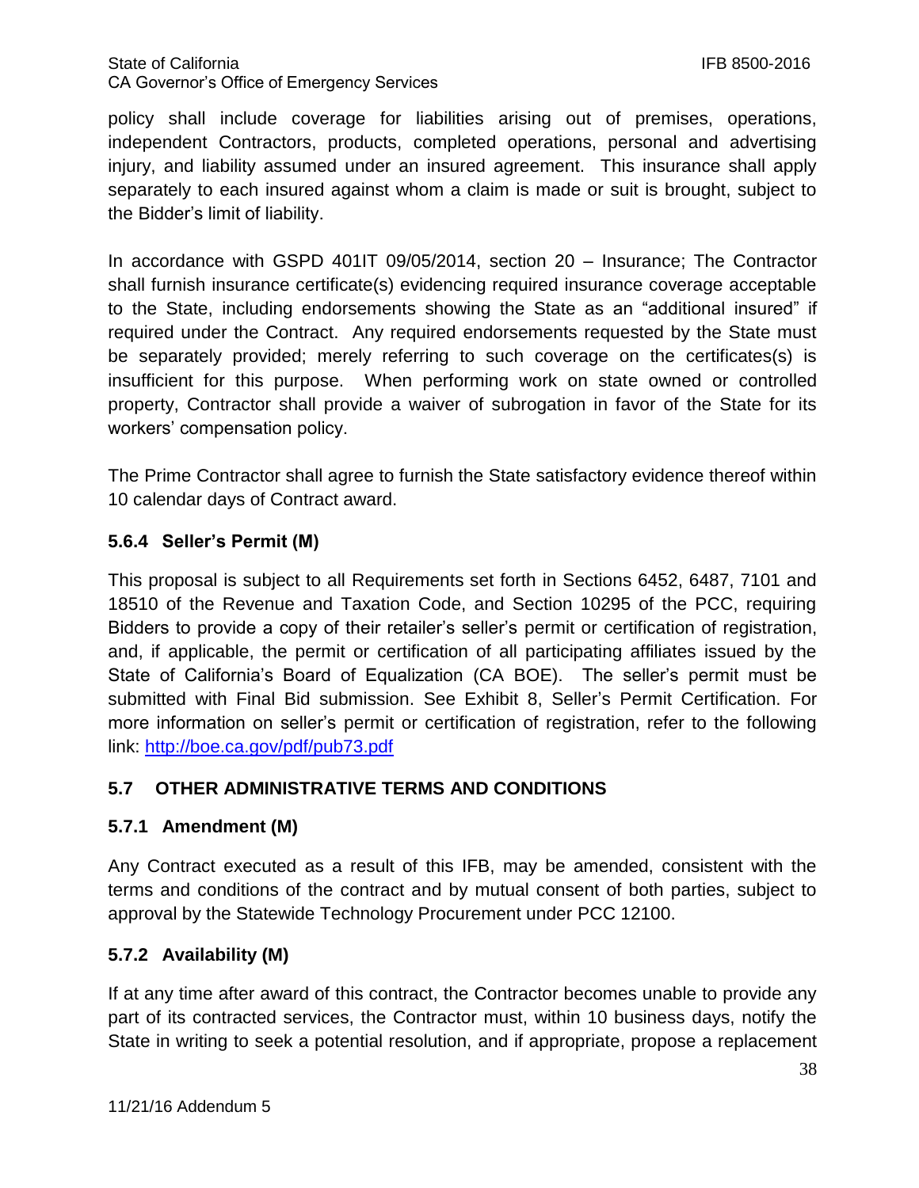policy shall include coverage for liabilities arising out of premises, operations, independent Contractors, products, completed operations, personal and advertising injury, and liability assumed under an insured agreement. This insurance shall apply separately to each insured against whom a claim is made or suit is brought, subject to the Bidder's limit of liability.

In accordance with GSPD 401IT 09/05/2014, section 20 – Insurance; The Contractor shall furnish insurance certificate(s) evidencing required insurance coverage acceptable to the State, including endorsements showing the State as an "additional insured" if required under the Contract. Any required endorsements requested by the State must be separately provided; merely referring to such coverage on the certificates(s) is insufficient for this purpose. When performing work on state owned or controlled property, Contractor shall provide a waiver of subrogation in favor of the State for its workers' compensation policy.

The Prime Contractor shall agree to furnish the State satisfactory evidence thereof within 10 calendar days of Contract award.

### 5.6.4 Seller's Permit (M)

This proposal is subject to all Requirements set forth in Sections 6452, 6487, 7101 and 18510 of the Revenue and Taxation Code, and Section 10295 of the PCC, requiring Bidders to provide a copy of their retailer's seller's permit or certification of registration, and, if applicable, the permit or certification of all participating affiliates issued by the State of California's Board of Equalization (CA BOE). The seller's permit must be submitted with Final Bid submission. See Exhibit 8, Seller's Permit Certification. For more information on seller's permit or certification of registration, refer to the following link: http://boe.ca.gov/pdf/pub73.pdf

## 5.7 OTHER ADMINISTRATIVE TERMS AND CONDITIONS

### 5.7.1 Amendment (M)

Any Contract executed as a result of this IFB, may be amended, consistent with the terms and conditions of the contract and by mutual consent of both parties, subject to approval by the Statewide Technology Procurement under PCC 12100.

### 5.7.2 Availability (M)

If at any time after award of this contract, the Contractor becomes unable to provide any part of its contracted services, the Contractor must, within 10 business days, notify the State in writing to seek a potential resolution, and if appropriate, propose a replacement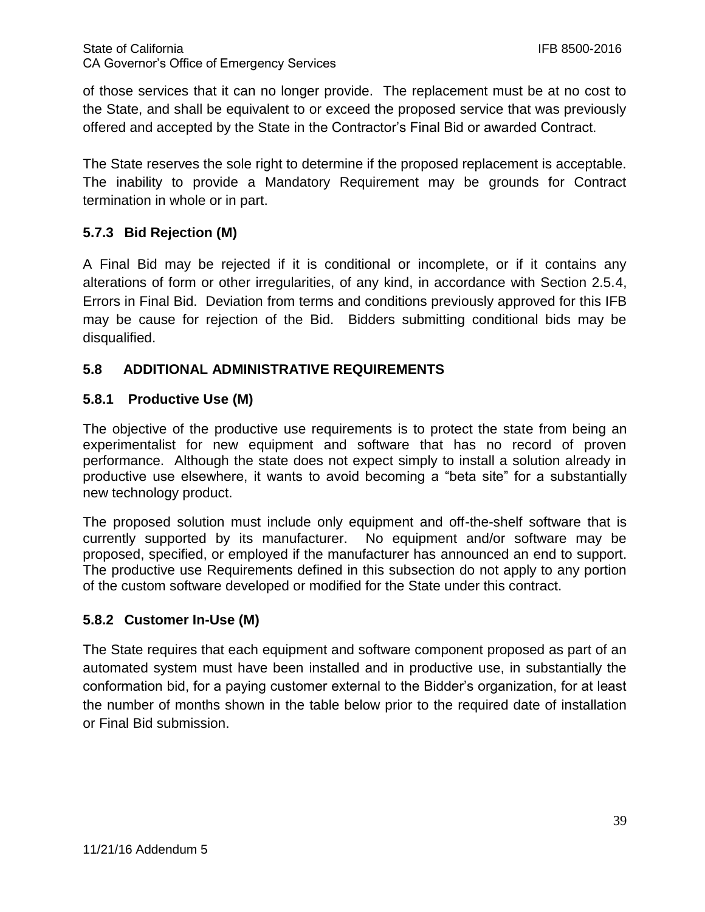of those services that it can no longer provide. The replacement must be at no cost to the State, and shall be equivalent to or exceed the proposed service that was previously offered and accepted by the State in the Contractor's Final Bid or awarded Contract.

The State reserves the sole right to determine if the proposed replacement is acceptable. The inability to provide a Mandatory Requirement may be grounds for Contract termination in whole or in part.

### 5.7.3 Bid Rejection (M)

A Final Bid may be rejected if it is conditional or incomplete, or if it contains any alterations of form or other irregularities, of any kind, in accordance with Section 2.5.4, Errors in Final Bid. Deviation from terms and conditions previously approved for this IFB may be cause for rejection of the Bid. Bidders submitting conditional bids may be disqualified.

## 5.8 ADDITIONAL ADMINISTRATIVE REQUIREMENTS

### 5.8.1 Productive Use (M)

The objective of the productive use requirements is to protect the state from being an experimentalist for new equipment and software that has no record of proven performance. Although the state does not expect simply to install a solution already in productive use elsewhere, it wants to avoid becoming a "beta site" for a substantially new technology product.

The proposed solution must include only equipment and off-the-shelf software that is currently supported by its manufacturer. No equipment and/or software may be proposed, specified, or employed if the manufacturer has announced an end to support. The productive use Requirements defined in this subsection do not apply to any portion of the custom software developed or modified for the State under this contract.

### 5.8.2 Customer In-Use (M)

The State requires that each equipment and software component proposed as part of an automated system must have been installed and in productive use, in substantially the conformation bid, for a paying customer external to the Bidder's organization, for at least the number of months shown in the table below prior to the required date of installation or Final Bid submission.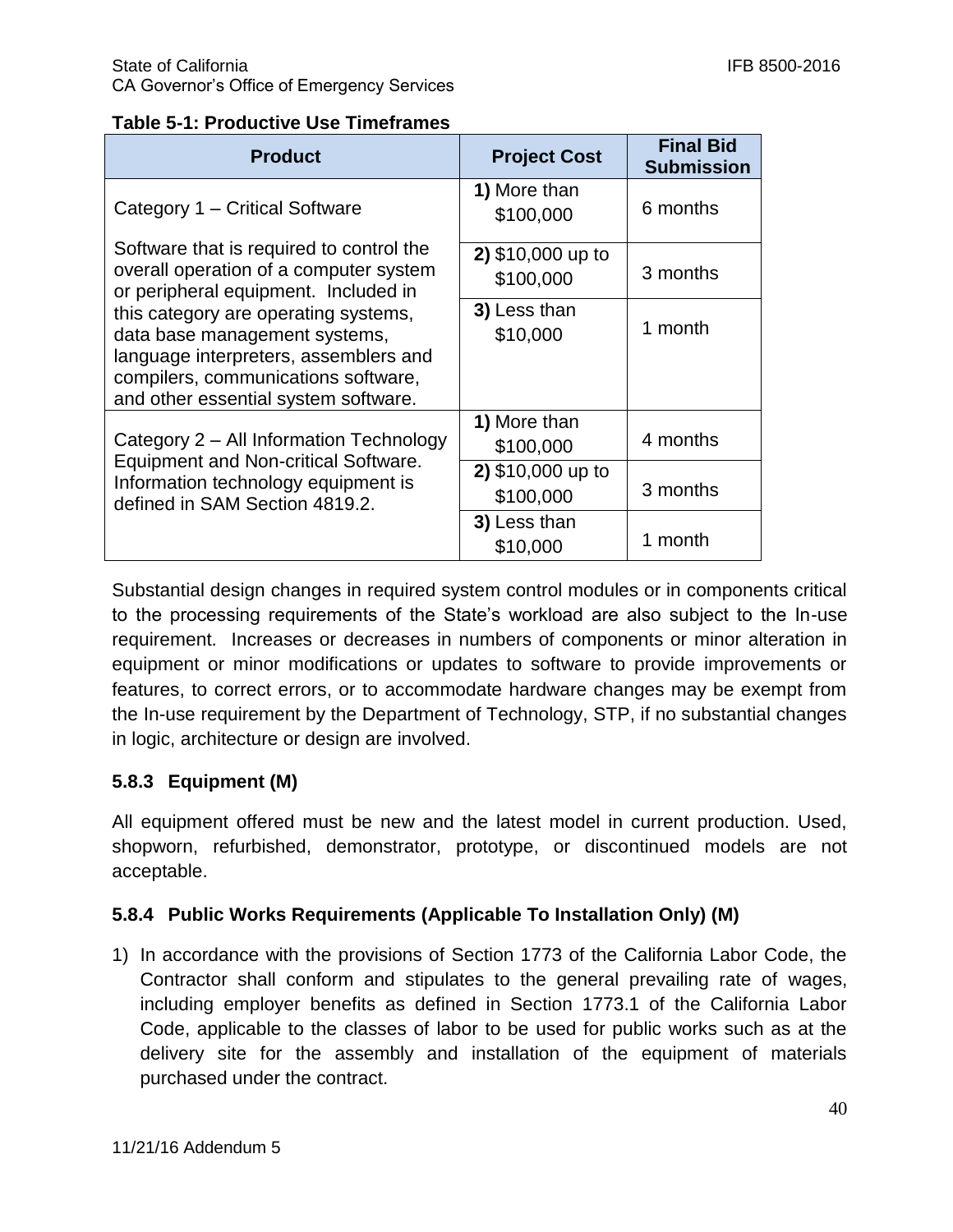**Table 5-1: Productive Use Timeframes**

| Product | Project Cost | Final Bid Submission |
|---|---|---|
| Category 1 – Critical Software<br><br>Software that is required to control the overall operation of a computer system or peripheral equipment. Included in this category are operating systems, data base management systems, language interpreters, assemblers and compilers, communications software, and other essential system software. | **1)** More than $100,000 | 6 months |
| | **2)** $10,000 up to $100,000 | 3 months |
| | **3)** Less than $10,000 | 1 month |
| Category 2 – All Information Technology Equipment and Non-critical Software. Information technology equipment is defined in SAM Section 4819.2. | **1)** More than $100,000 | 4 months |
| | **2)** $10,000 up to $100,000 | 3 months |
| | **3)** Less than $10,000 | 1 month |

Substantial design changes in required system control modules or in components critical to the processing requirements of the State's workload are also subject to the In-use requirement. Increases or decreases in numbers of components or minor alteration in equipment or minor modifications or updates to software to provide improvements or features, to correct errors, or to accommodate hardware changes may be exempt from the In-use requirement by the Department of Technology, STP, if no substantial changes in logic, architecture or design are involved.

### 5.8.3 Equipment (M)

All equipment offered must be new and the latest model in current production. Used, shopworn, refurbished, demonstrator, prototype, or discontinued models are not acceptable.

### 5.8.4 Public Works Requirements (Applicable To Installation Only) (M)

1) In accordance with the provisions of Section 1773 of the California Labor Code, the Contractor shall conform and stipulates to the general prevailing rate of wages, including employer benefits as defined in Section 1773.1 of the California Labor Code, applicable to the classes of labor to be used for public works such as at the delivery site for the assembly and installation of the equipment of materials purchased under the contract.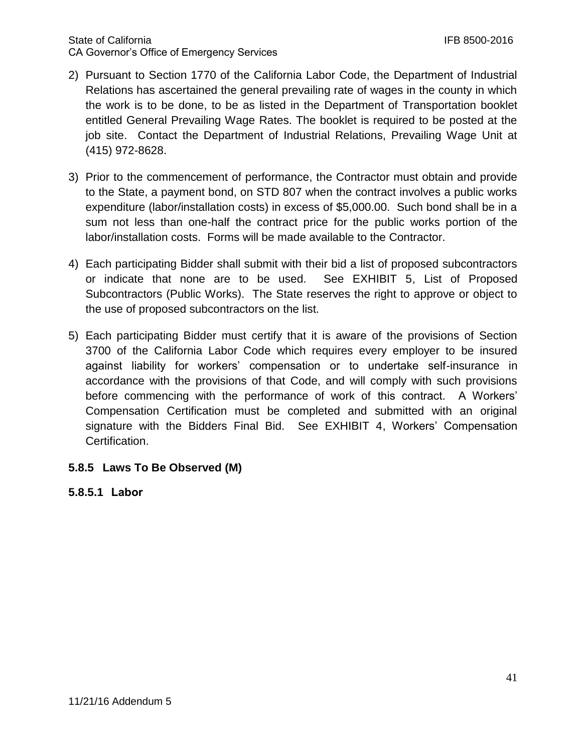2) Pursuant to Section 1770 of the California Labor Code, the Department of Industrial Relations has ascertained the general prevailing rate of wages in the county in which the work is to be done, to be as listed in the Department of Transportation booklet entitled General Prevailing Wage Rates. The booklet is required to be posted at the job site. Contact the Department of Industrial Relations, Prevailing Wage Unit at (415) 972-8628.

3) Prior to the commencement of performance, the Contractor must obtain and provide to the State, a payment bond, on STD 807 when the contract involves a public works expenditure (labor/installation costs) in excess of $5,000.00. Such bond shall be in a sum not less than one-half the contract price for the public works portion of the labor/installation costs. Forms will be made available to the Contractor.

4) Each participating Bidder shall submit with their bid a list of proposed subcontractors or indicate that none are to be used. See EXHIBIT 5, List of Proposed Subcontractors (Public Works). The State reserves the right to approve or object to the use of proposed subcontractors on the list.

5) Each participating Bidder must certify that it is aware of the provisions of Section 3700 of the California Labor Code which requires every employer to be insured against liability for workers' compensation or to undertake self-insurance in accordance with the provisions of that Code, and will comply with such provisions before commencing with the performance of work of this contract. A Workers' Compensation Certification must be completed and submitted with an original signature with the Bidders Final Bid. See EXHIBIT 4, Workers' Compensation Certification.

### 5.8.5 Laws To Be Observed (M)

#### 5.8.5.1 Labor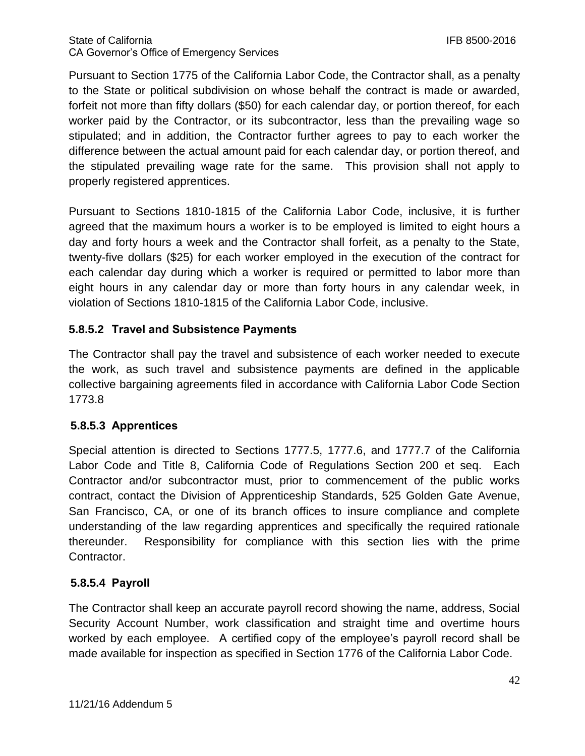Pursuant to Section 1775 of the California Labor Code, the Contractor shall, as a penalty to the State or political subdivision on whose behalf the contract is made or awarded, forfeit not more than fifty dollars ($50) for each calendar day, or portion thereof, for each worker paid by the Contractor, or its subcontractor, less than the prevailing wage so stipulated; and in addition, the Contractor further agrees to pay to each worker the difference between the actual amount paid for each calendar day, or portion thereof, and the stipulated prevailing wage rate for the same. This provision shall not apply to properly registered apprentices.

Pursuant to Sections 1810-1815 of the California Labor Code, inclusive, it is further agreed that the maximum hours a worker is to be employed is limited to eight hours a day and forty hours a week and the Contractor shall forfeit, as a penalty to the State, twenty-five dollars ($25) for each worker employed in the execution of the contract for each calendar day during which a worker is required or permitted to labor more than eight hours in any calendar day or more than forty hours in any calendar week, in violation of Sections 1810-1815 of the California Labor Code, inclusive.

### 5.8.5.2 Travel and Subsistence Payments

The Contractor shall pay the travel and subsistence of each worker needed to execute the work, as such travel and subsistence payments are defined in the applicable collective bargaining agreements filed in accordance with California Labor Code Section 1773.8

### 5.8.5.3 Apprentices

Special attention is directed to Sections 1777.5, 1777.6, and 1777.7 of the California Labor Code and Title 8, California Code of Regulations Section 200 et seq. Each Contractor and/or subcontractor must, prior to commencement of the public works contract, contact the Division of Apprenticeship Standards, 525 Golden Gate Avenue, San Francisco, CA, or one of its branch offices to insure compliance and complete understanding of the law regarding apprentices and specifically the required rationale thereunder. Responsibility for compliance with this section lies with the prime Contractor.

### 5.8.5.4 Payroll

The Contractor shall keep an accurate payroll record showing the name, address, Social Security Account Number, work classification and straight time and overtime hours worked by each employee. A certified copy of the employee's payroll record shall be made available for inspection as specified in Section 1776 of the California Labor Code.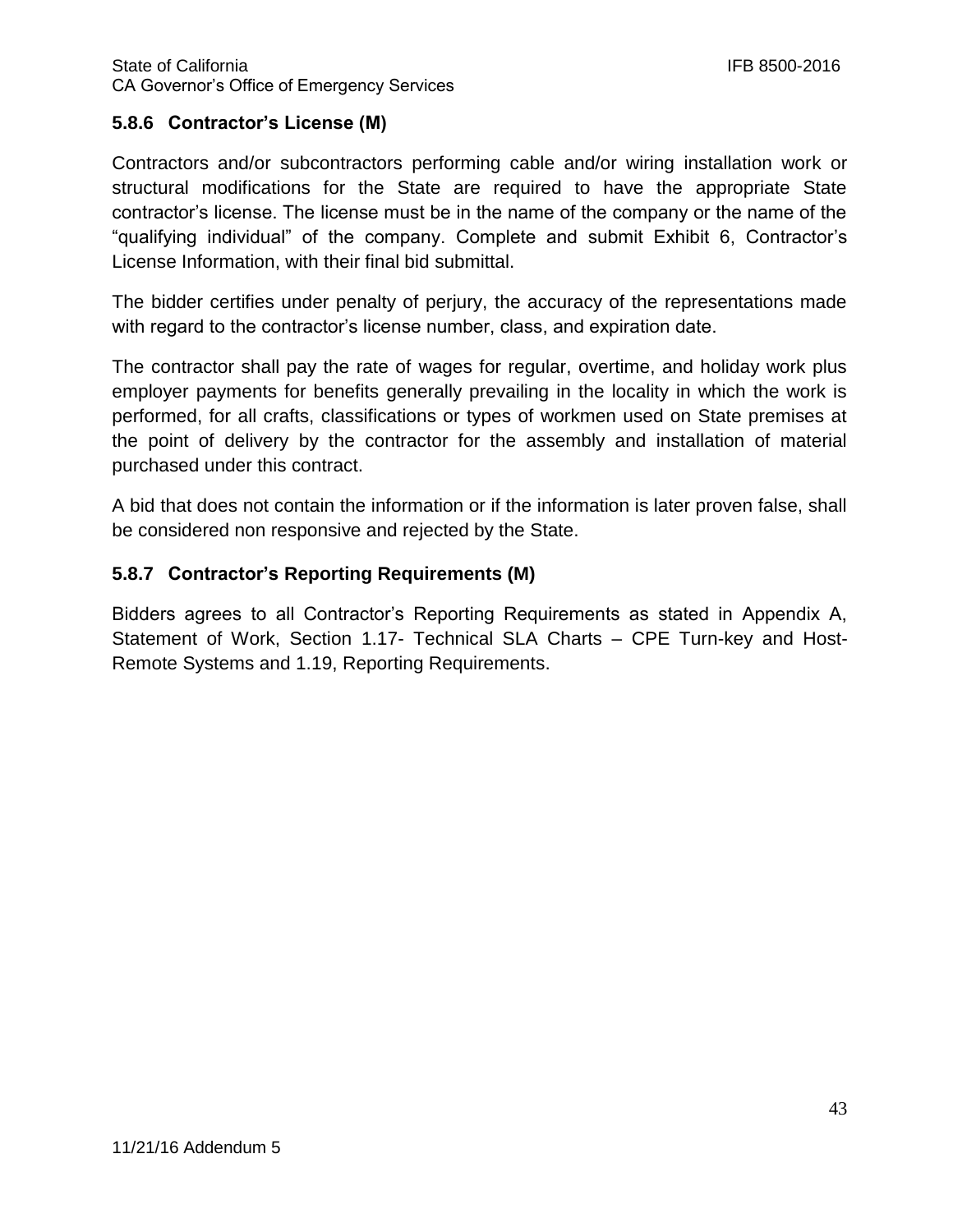### 5.8.6 Contractor's License (M)

Contractors and/or subcontractors performing cable and/or wiring installation work or structural modifications for the State are required to have the appropriate State contractor's license. The license must be in the name of the company or the name of the "qualifying individual" of the company. Complete and submit Exhibit 6, Contractor's License Information, with their final bid submittal.

The bidder certifies under penalty of perjury, the accuracy of the representations made with regard to the contractor's license number, class, and expiration date.

The contractor shall pay the rate of wages for regular, overtime, and holiday work plus employer payments for benefits generally prevailing in the locality in which the work is performed, for all crafts, classifications or types of workmen used on State premises at the point of delivery by the contractor for the assembly and installation of material purchased under this contract.

A bid that does not contain the information or if the information is later proven false, shall be considered non responsive and rejected by the State.

### 5.8.7 Contractor's Reporting Requirements (M)

Bidders agrees to all Contractor's Reporting Requirements as stated in Appendix A, Statement of Work, Section 1.17- Technical SLA Charts – CPE Turn-key and Host-Remote Systems and 1.19, Reporting Requirements.